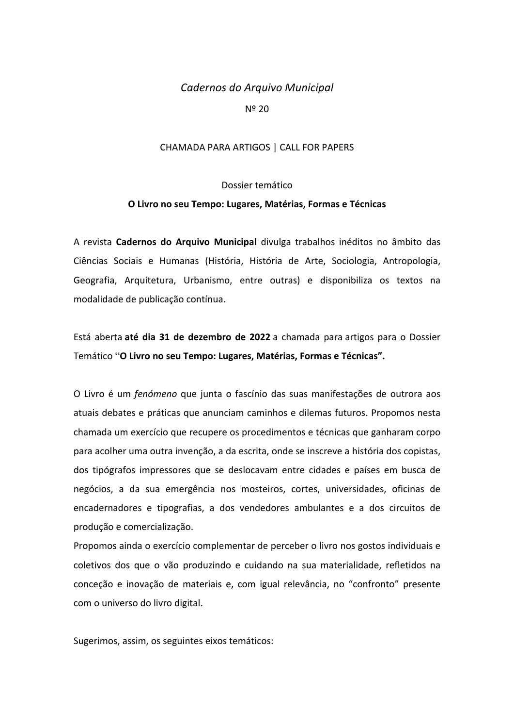*Cadernos do Arquivo Municipal*

Nº 20

CHAMADA PARA ARTIGOS | CALL FOR PAPERS

Dossier temático

**O Livro no seu Tempo: Lugares, Matérias, Formas e Técnicas**

A revista **Cadernos do Arquivo Municipal** divulga trabalhos inéditos no âmbito das Ciências Sociais e Humanas (História, História de Arte, Sociologia, Antropologia, Geografia, Arquitetura, Urbanismo, entre outras) e disponibiliza os textos na modalidade de publicação contínua.

Está aberta **até dia 31 de dezembro de 2022** a chamada para artigos para o Dossier Temático "**O Livro no seu Tempo: Lugares, Matérias, Formas e Técnicas".**

O Livro é um *fenómeno* que junta o fascínio das suas manifestações de outrora aos atuais debates e práticas que anunciam caminhos e dilemas futuros. Propomos nesta chamada um exercício que recupere os procedimentos e técnicas que ganharam corpo para acolher uma outra invenção, a da escrita, onde se inscreve a história dos copistas, dos tipógrafos impressores que se deslocavam entre cidades e países em busca de negócios, a da sua emergência nos mosteiros, cortes, universidades, oficinas de encadernadores e tipografias, a dos vendedores ambulantes e a dos circuitos de produção e comercialização.

Propomos ainda o exercício complementar de perceber o livro nos gostos individuais e coletivos dos que o vão produzindo e cuidando na sua materialidade, refletidos na conceção e inovação de materiais e, com igual relevância, no "confronto" presente com o universo do livro digital.

Sugerimos, assim, os seguintes eixos temáticos: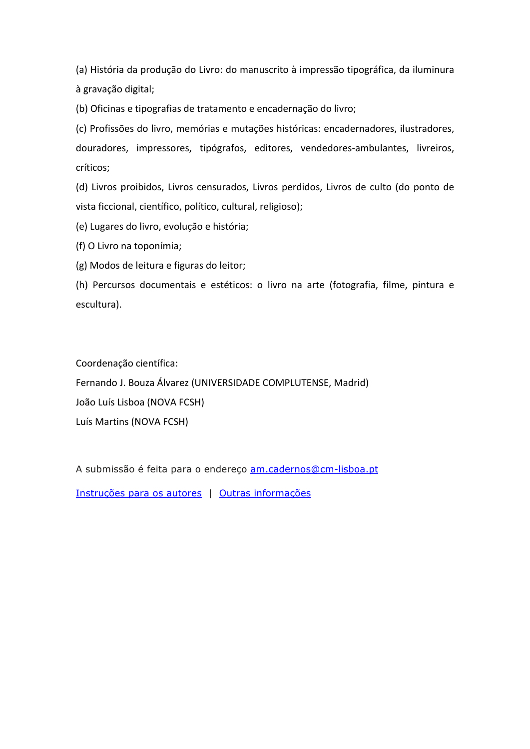(a) História da produção do Livro: do manuscrito à impressão tipográfica, da iluminura à gravação digital;

(b) Oficinas e tipografias de tratamento e encadernação do livro;

(c) Profissões do livro, memórias e mutações históricas: encadernadores, ilustradores, douradores, impressores, tipógrafos, editores, vendedores-ambulantes, livreiros, críticos;

(d) Livros proibidos, Livros censurados, Livros perdidos, Livros de culto (do ponto de vista ficcional, científico, político, cultural, religioso);

(e) Lugares do livro, evolução e história;

(f) O Livro na toponímia;

(g) Modos de leitura e figuras do leitor;

(h) Percursos documentais e estéticos: o livro na arte (fotografia, filme, pintura e escultura).

Coordenação científica:
Fernando J. Bouza Álvarez (UNIVERSIDADE COMPLUTENSE, Madrid)
João Luís Lisboa (NOVA FCSH)
Luís Martins (NOVA FCSH)

A submissão é feita para o endereço am.cadernos@cm-lisboa.pt

Instruções para os autores | Outras informações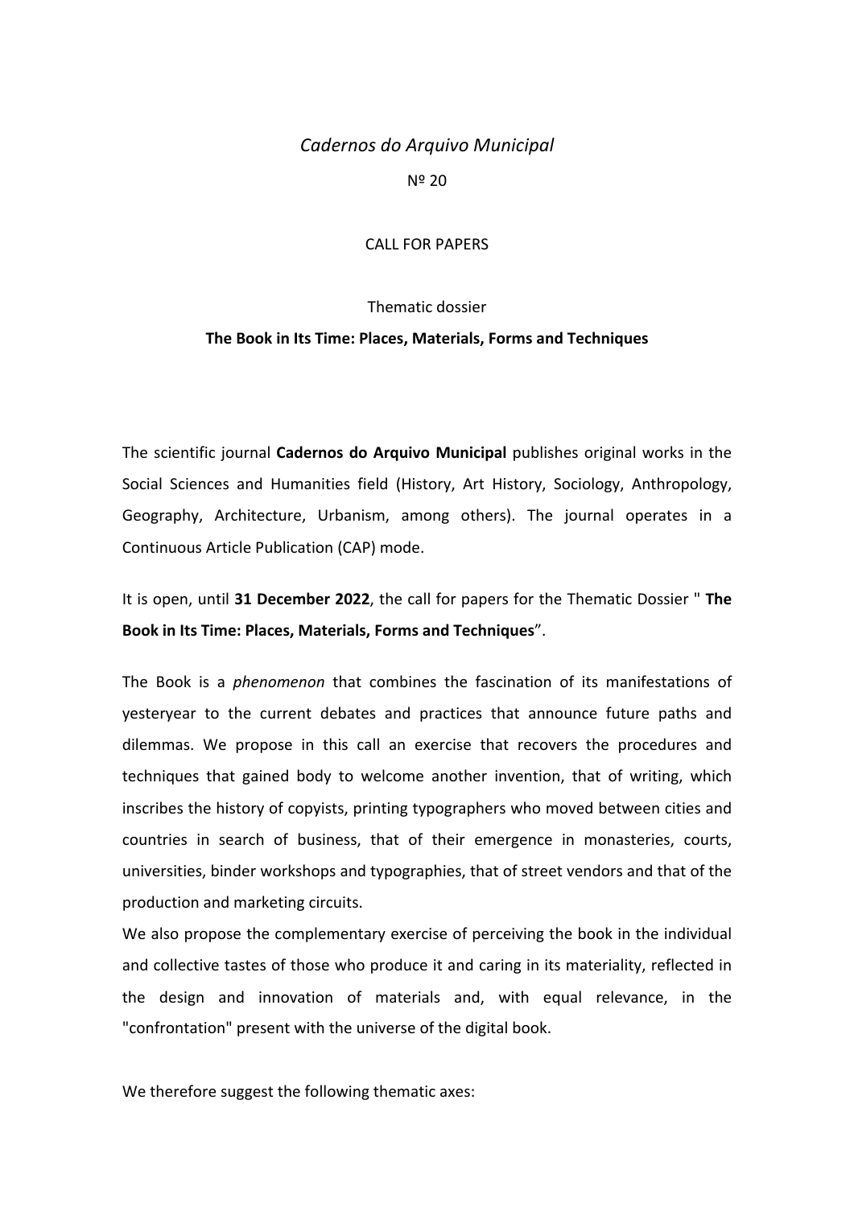*Cadernos do Arquivo Municipal*

Nº 20

CALL FOR PAPERS

Thematic dossier

**The Book in Its Time: Places, Materials, Forms and Techniques**

The scientific journal **Cadernos do Arquivo Municipal** publishes original works in the Social Sciences and Humanities field (History, Art History, Sociology, Anthropology, Geography, Architecture, Urbanism, among others). The journal operates in a Continuous Article Publication (CAP) mode.

It is open, until **31 December 2022**, the call for papers for the Thematic Dossier " **The Book in Its Time: Places, Materials, Forms and Techniques**".

The Book is a *phenomenon* that combines the fascination of its manifestations of yesteryear to the current debates and practices that announce future paths and dilemmas. We propose in this call an exercise that recovers the procedures and techniques that gained body to welcome another invention, that of writing, which inscribes the history of copyists, printing typographers who moved between cities and countries in search of business, that of their emergence in monasteries, courts, universities, binder workshops and typographies, that of street vendors and that of the production and marketing circuits.

We also propose the complementary exercise of perceiving the book in the individual and collective tastes of those who produce it and caring in its materiality, reflected in the design and innovation of materials and, with equal relevance, in the "confrontation" present with the universe of the digital book.

We therefore suggest the following thematic axes: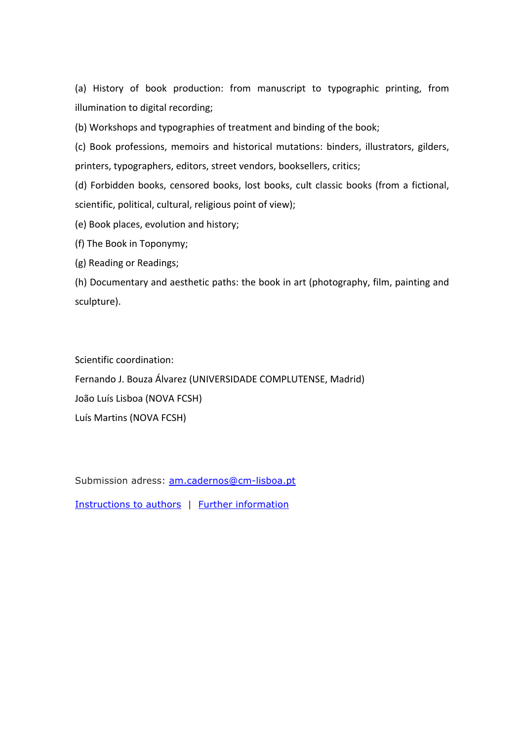(a) History of book production: from manuscript to typographic printing, from illumination to digital recording;

(b) Workshops and typographies of treatment and binding of the book;

(c) Book professions, memoirs and historical mutations: binders, illustrators, gilders, printers, typographers, editors, street vendors, booksellers, critics;

(d) Forbidden books, censored books, lost books, cult classic books (from a fictional, scientific, political, cultural, religious point of view);

(e) Book places, evolution and history;

(f) The Book in Toponymy;

(g) Reading or Readings;

(h) Documentary and aesthetic paths: the book in art (photography, film, painting and sculpture).

Scientific coordination:

Fernando J. Bouza Álvarez (UNIVERSIDADE COMPLUTENSE, Madrid)

João Luís Lisboa (NOVA FCSH)

Luís Martins (NOVA FCSH)

Submission adress: am.cadernos@cm-lisboa.pt

Instructions to authors | Further information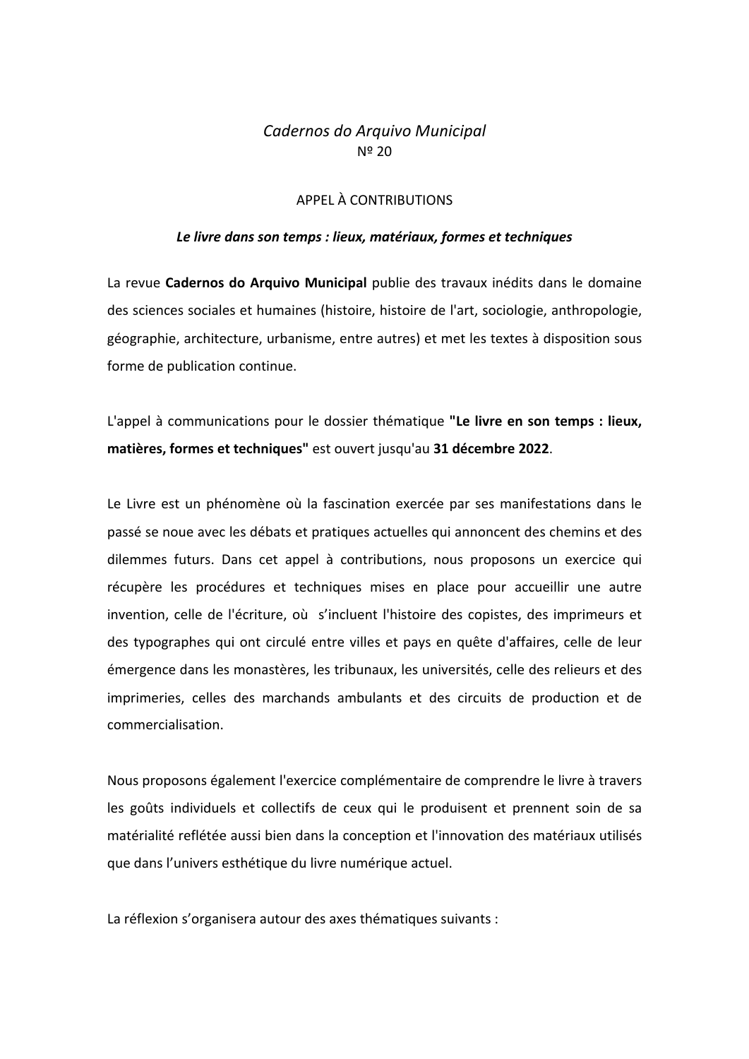*Cadernos do Arquivo Municipal*

Nº 20

APPEL À CONTRIBUTIONS

***Le livre dans son temps : lieux, matériaux, formes et techniques***

La revue **Cadernos do Arquivo Municipal** publie des travaux inédits dans le domaine des sciences sociales et humaines (histoire, histoire de l'art, sociologie, anthropologie, géographie, architecture, urbanisme, entre autres) et met les textes à disposition sous forme de publication continue.

L'appel à communications pour le dossier thématique **"Le livre en son temps : lieux, matières, formes et techniques"** est ouvert jusqu'au **31 décembre 2022**.

Le Livre est un phénomène où la fascination exercée par ses manifestations dans le passé se noue avec les débats et pratiques actuelles qui annoncent des chemins et des dilemmes futurs. Dans cet appel à contributions, nous proposons un exercice qui récupère les procédures et techniques mises en place pour accueillir une autre invention, celle de l'écriture, où s'incluent l'histoire des copistes, des imprimeurs et des typographes qui ont circulé entre villes et pays en quête d'affaires, celle de leur émergence dans les monastères, les tribunaux, les universités, celle des relieurs et des imprimeries, celles des marchands ambulants et des circuits de production et de commercialisation.

Nous proposons également l'exercice complémentaire de comprendre le livre à travers les goûts individuels et collectifs de ceux qui le produisent et prennent soin de sa matérialité reflétée aussi bien dans la conception et l'innovation des matériaux utilisés que dans l'univers esthétique du livre numérique actuel.

La réflexion s'organisera autour des axes thématiques suivants :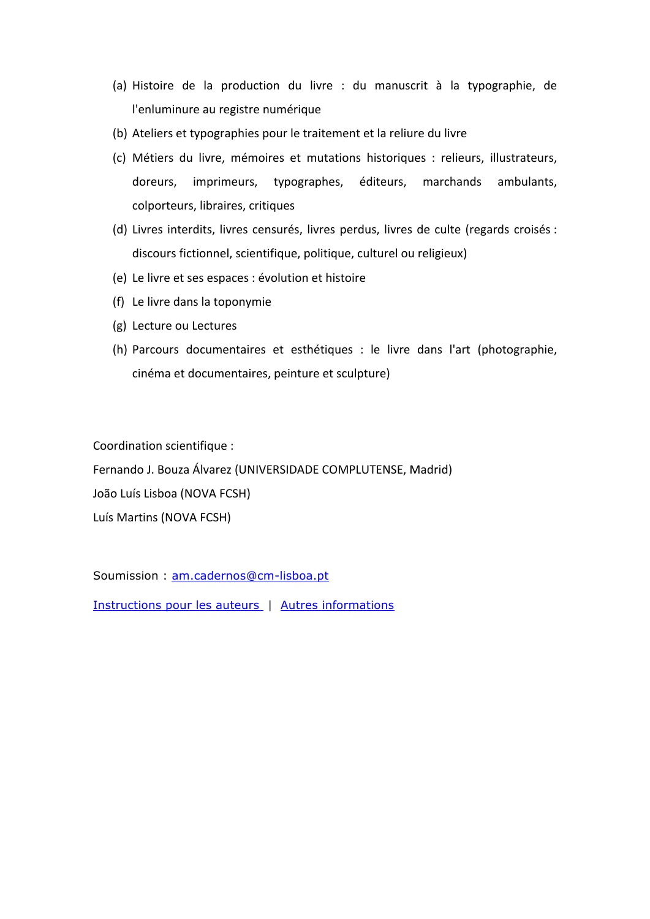(a) Histoire de la production du livre : du manuscrit à la typographie, de l'enluminure au registre numérique
(b) Ateliers et typographies pour le traitement et la reliure du livre
(c) Métiers du livre, mémoires et mutations historiques : relieurs, illustrateurs, doreurs, imprimeurs, typographes, éditeurs, marchands ambulants, colporteurs, libraires, critiques
(d) Livres interdits, livres censurés, livres perdus, livres de culte (regards croisés : discours fictionnel, scientifique, politique, culturel ou religieux)
(e) Le livre et ses espaces : évolution et histoire
(f) Le livre dans la toponymie
(g) Lecture ou Lectures
(h) Parcours documentaires et esthétiques : le livre dans l'art (photographie, cinéma et documentaires, peinture et sculpture)

Coordination scientifique :

Fernando J. Bouza Álvarez (UNIVERSIDADE COMPLUTENSE, Madrid)

João Luís Lisboa (NOVA FCSH)

Luís Martins (NOVA FCSH)

Soumission : am.cadernos@cm-lisboa.pt

Instructions pour les auteurs | Autres informations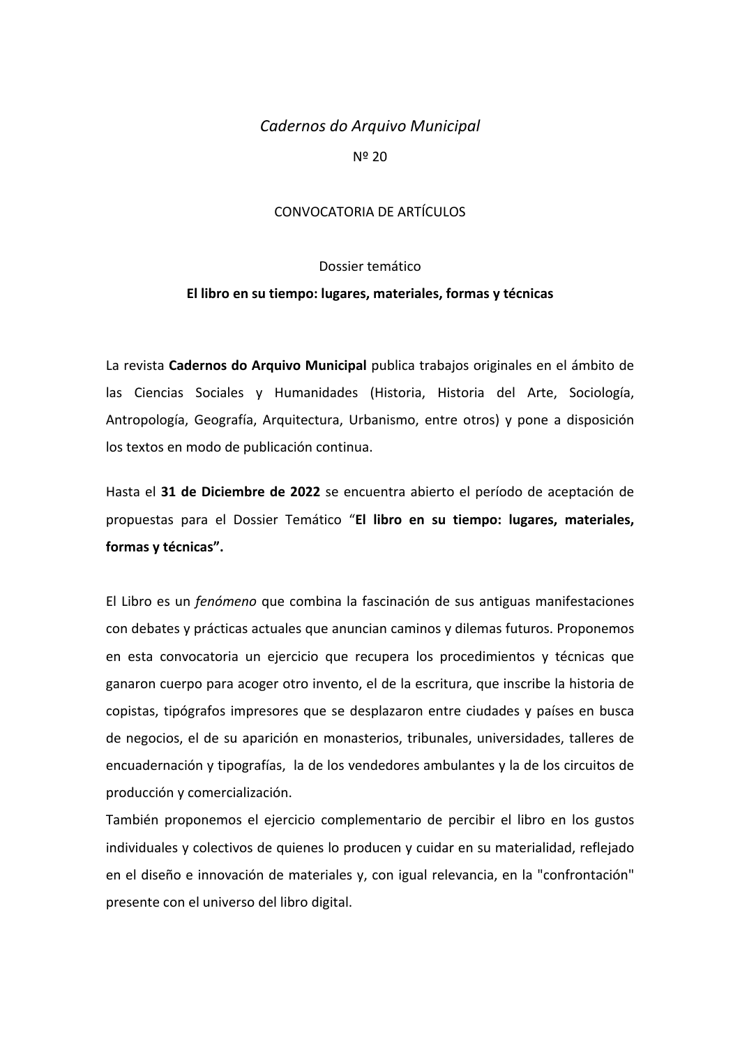*Cadernos do Arquivo Municipal*

Nº 20

CONVOCATORIA DE ARTÍCULOS

Dossier temático

**El libro en su tiempo: lugares, materiales, formas y técnicas**

La revista **Cadernos do Arquivo Municipal** publica trabajos originales en el ámbito de las Ciencias Sociales y Humanidades (Historia, Historia del Arte, Sociología, Antropología, Geografía, Arquitectura, Urbanismo, entre otros) y pone a disposición los textos en modo de publicación continua.

Hasta el **31 de Diciembre de 2022** se encuentra abierto el período de aceptación de propuestas para el Dossier Temático "**El libro en su tiempo: lugares, materiales, formas y técnicas".**

El Libro es un *fenómeno* que combina la fascinación de sus antiguas manifestaciones con debates y prácticas actuales que anuncian caminos y dilemas futuros. Proponemos en esta convocatoria un ejercicio que recupera los procedimientos y técnicas que ganaron cuerpo para acoger otro invento, el de la escritura, que inscribe la historia de copistas, tipógrafos impresores que se desplazaron entre ciudades y países en busca de negocios, el de su aparición en monasterios, tribunales, universidades, talleres de encuadernación y tipografías, la de los vendedores ambulantes y la de los circuitos de producción y comercialización.
También proponemos el ejercicio complementario de percibir el libro en los gustos individuales y colectivos de quienes lo producen y cuidar en su materialidad, reflejado en el diseño e innovación de materiales y, con igual relevancia, en la "confrontación" presente con el universo del libro digital.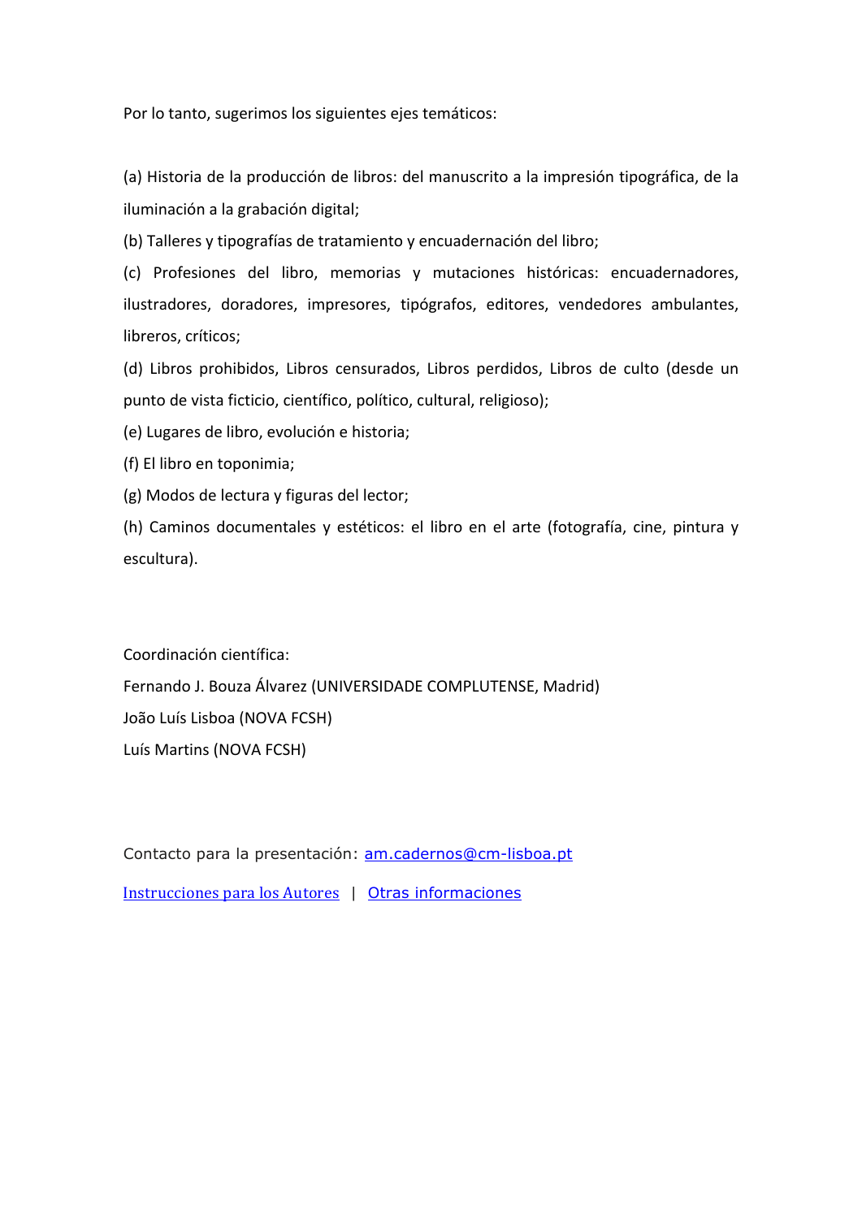Por lo tanto, sugerimos los siguientes ejes temáticos:

(a) Historia de la producción de libros: del manuscrito a la impresión tipográfica, de la iluminación a la grabación digital;

(b) Talleres y tipografías de tratamiento y encuadernación del libro;

(c) Profesiones del libro, memorias y mutaciones históricas: encuadernadores, ilustradores, doradores, impresores, tipógrafos, editores, vendedores ambulantes, libreros, críticos;

(d) Libros prohibidos, Libros censurados, Libros perdidos, Libros de culto (desde un punto de vista ficticio, científico, político, cultural, religioso);

(e) Lugares de libro, evolución e historia;

(f) El libro en toponimia;

(g) Modos de lectura y figuras del lector;

(h) Caminos documentales y estéticos: el libro en el arte (fotografía, cine, pintura y escultura).

Coordinación científica:

Fernando J. Bouza Álvarez (UNIVERSIDADE COMPLUTENSE, Madrid)

João Luís Lisboa (NOVA FCSH)

Luís Martins (NOVA FCSH)

Contacto para la presentación: am.cadernos@cm-lisboa.pt

Instrucciones para los Autores | Otras informaciones